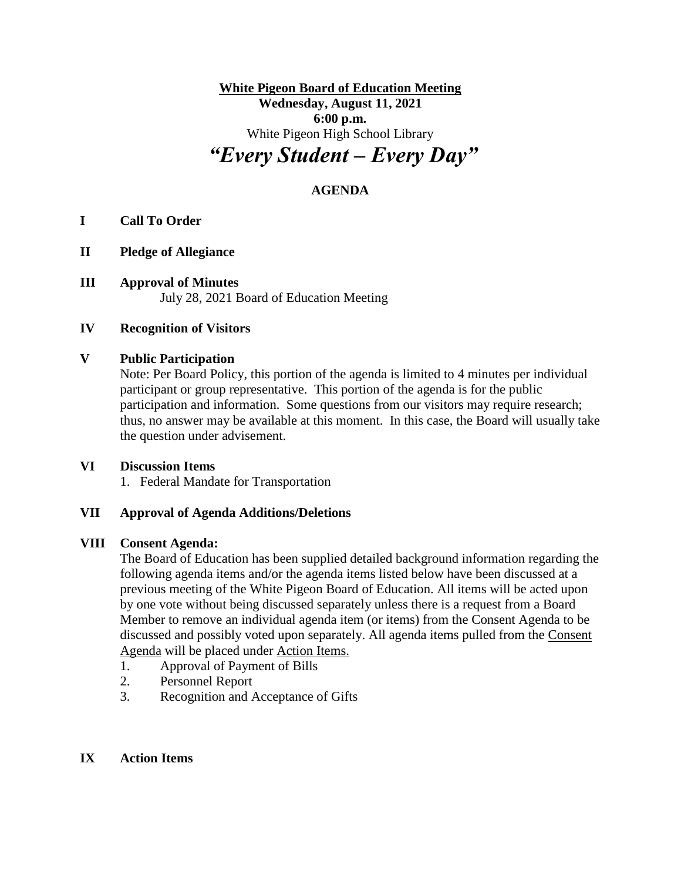**White Pigeon Board of Education Meeting**
**Wednesday, August 11, 2021**
**6:00 p.m.**
White Pigeon High School Library

# *"Every Student – Every Day"*

## AGENDA

**I Call To Order**

**II Pledge of Allegiance**

**III Approval of Minutes**
July 28, 2021 Board of Education Meeting

**IV Recognition of Visitors**

**V Public Participation**
Note: Per Board Policy, this portion of the agenda is limited to 4 minutes per individual participant or group representative. This portion of the agenda is for the public participation and information. Some questions from our visitors may require research; thus, no answer may be available at this moment. In this case, the Board will usually take the question under advisement.

**VI Discussion Items**
1. Federal Mandate for Transportation

**VII Approval of Agenda Additions/Deletions**

**VIII Consent Agenda:**
The Board of Education has been supplied detailed background information regarding the following agenda items and/or the agenda items listed below have been discussed at a previous meeting of the White Pigeon Board of Education. All items will be acted upon by one vote without being discussed separately unless there is a request from a Board Member to remove an individual agenda item (or items) from the Consent Agenda to be discussed and possibly voted upon separately. All agenda items pulled from the Consent Agenda will be placed under Action Items.
1. Approval of Payment of Bills
2. Personnel Report
3. Recognition and Acceptance of Gifts

**IX Action Items**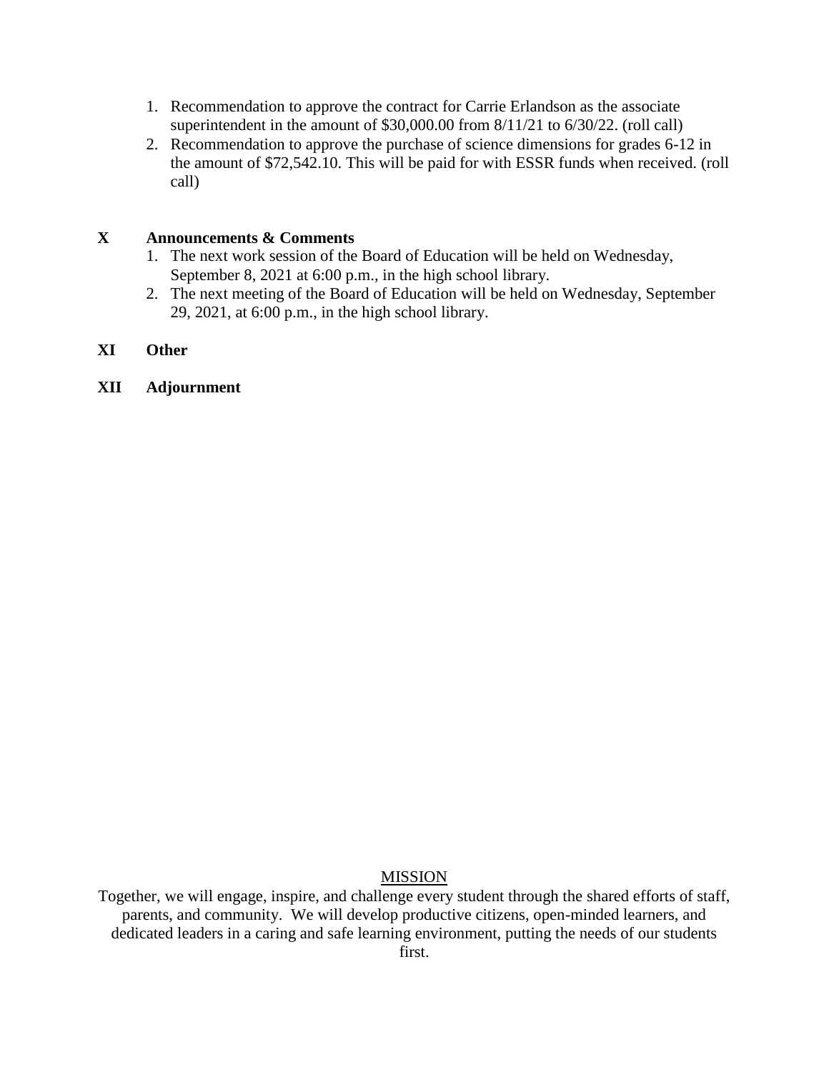1. Recommendation to approve the contract for Carrie Erlandson as the associate superintendent in the amount of $30,000.00 from 8/11/21 to 6/30/22. (roll call)
2. Recommendation to approve the purchase of science dimensions for grades 6-12 in the amount of $72,542.10. This will be paid for with ESSR funds when received. (roll call)

**X Announcements & Comments**

1. The next work session of the Board of Education will be held on Wednesday, September 8, 2021 at 6:00 p.m., in the high school library.
2. The next meeting of the Board of Education will be held on Wednesday, September 29, 2021, at 6:00 p.m., in the high school library.

**XI Other**

**XII Adjournment**

MISSION

Together, we will engage, inspire, and challenge every student through the shared efforts of staff, parents, and community. We will develop productive citizens, open-minded learners, and dedicated leaders in a caring and safe learning environment, putting the needs of our students first.